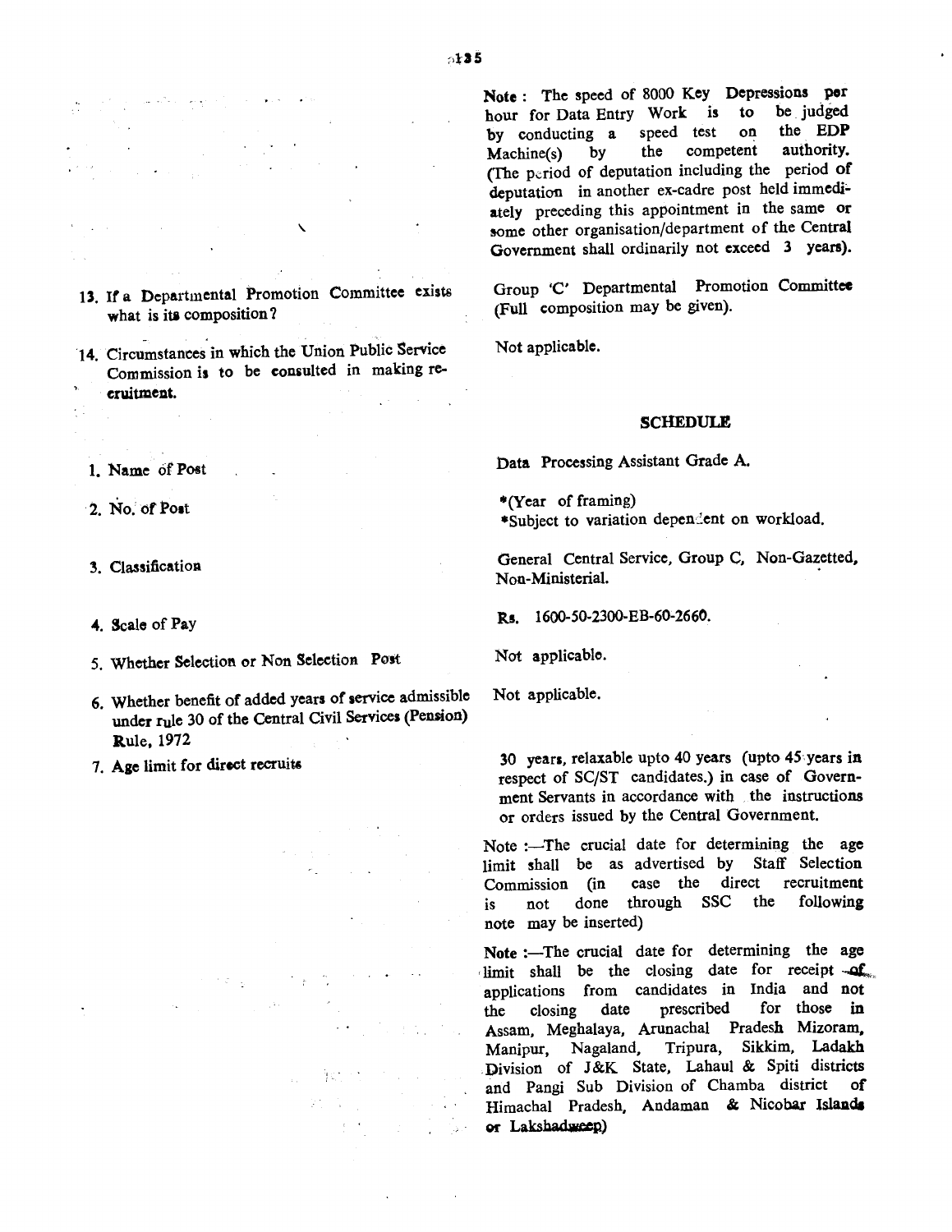Note : The speed of 8000 Key Depressions per hour for Data Entry Work is to be judged by conducting a speed test on the EDP Machine(s) by the competent authority. (The period of deputation including the period of deputation in another ex-cadre post held immediately preceding this appointment in the same or some other organisation/department of the Central Government shall ordinarily not exceed 3 years).

| | |
|---|---|
| 13. If a Departmental Promotion Committee exists what is its composition? | Group 'C' Departmental Promotion Committee (Full composition may be given). |
| 14. Circumstances in which the Union Public Service Commission is to be consulted in making recruitment. | Not applicable. |

## SCHEDULE

| | |
|---|---|
| 1. Name of Post | Data Processing Assistant Grade A. |
| 2. No. of Post | *(Year of framing)<br>*Subject to variation dependent on workload. |
| 3. Classification | General Central Service, Group C, Non-Gazetted, Non-Ministerial. |
| 4. Scale of Pay | Rs. 1600-50-2300-EB-60-2660. |
| 5. Whether Selection or Non Selection Post | Not applicable. |
| 6. Whether benefit of added years of service admissible under rule 30 of the Central Civil Services (Pension) Rule, 1972 | Not applicable. |
| 7. Age limit for direct recruits | 30 years, relaxable upto 40 years (upto 45 years in respect of SC/ST candidates.) in case of Government Servants in accordance with the instructions or orders issued by the Central Government. |

Note :—The crucial date for determining the age limit shall be as advertised by Staff Selection Commission (in case the direct recruitment is not done through SSC the following note may be inserted)

Note :—The crucial date for determining the age limit shall be the closing date for receipt of applications from candidates in India and not the closing date prescribed for those in Assam, Meghalaya, Arunachal Pradesh Mizoram, Manipur, Nagaland, Tripura, Sikkim, Ladakh Division of J&K State, Lahaul & Spiti districts and Pangi Sub Division of Chamba district of Himachal Pradesh, Andaman & Nicobar Islands or Lakshadweep)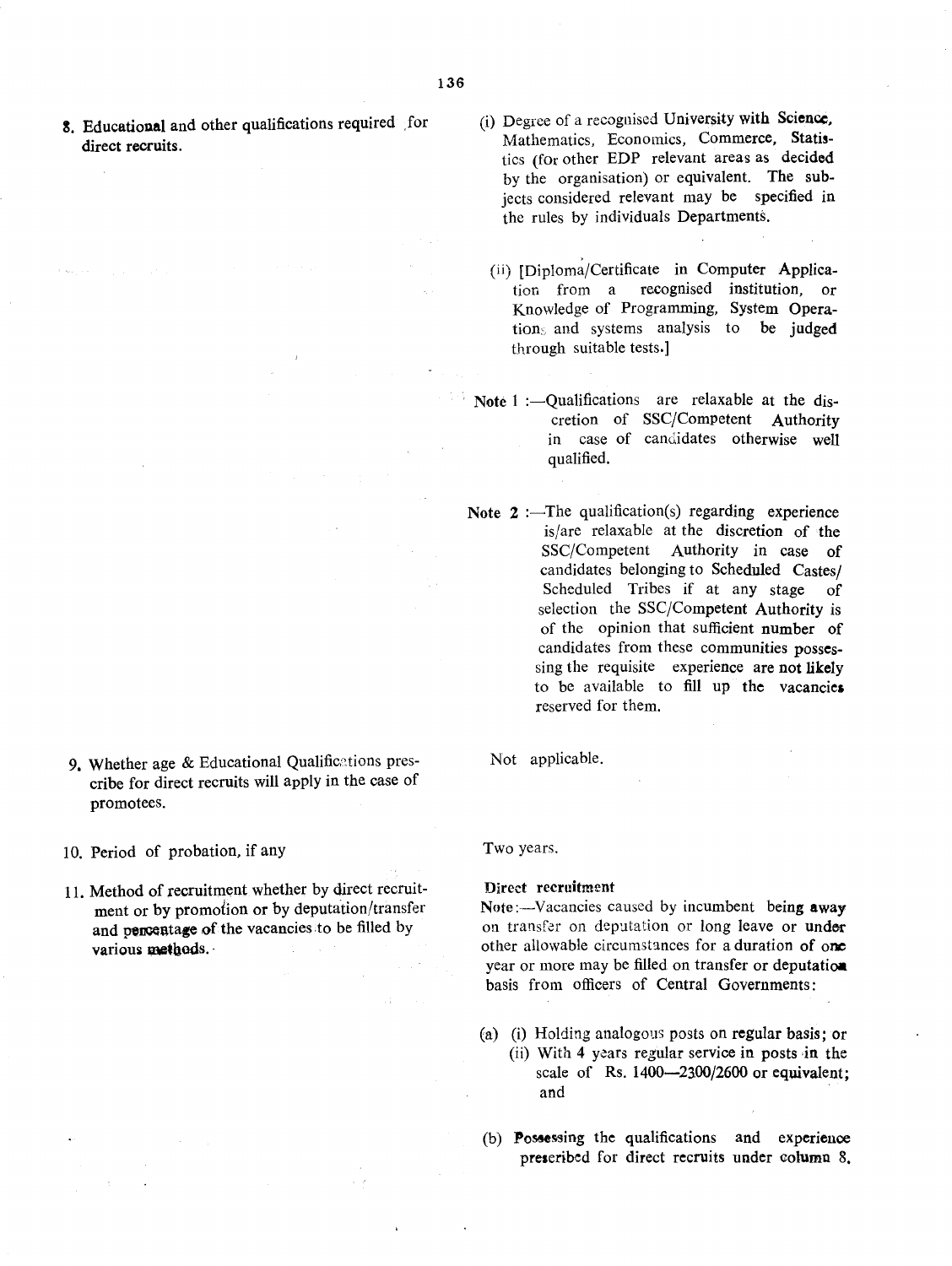| | |
|---|---|
| 8. Educational and other qualifications required for direct recruits. | (i) Degree of a recognised University with Science, Mathematics, Economics, Commerce, Statistics (for other EDP relevant areas as decided by the organisation) or equivalent. The subjects considered relevant may be specified in the rules by individuals Departments.<br><br>(ii) [Diploma/Certificate in Computer Application from a recognised institution, or Knowledge of Programming, System Operations and systems analysis to be judged through suitable tests.]<br><br>**Note 1** :—Qualifications are relaxable at the discretion of SSC/Competent Authority in case of candidates otherwise well qualified.<br><br>**Note 2** :—The qualification(s) regarding experience is/are relaxable at the discretion of the SSC/Competent Authority in case of candidates belonging to Scheduled Castes/Scheduled Tribes if at any stage of selection the SSC/Competent Authority is of the opinion that sufficient number of candidates from these communities possessing the requisite experience are not likely to be available to fill up the vacancies reserved for them. |
| 9. Whether age & Educational Qualifications prescribe for direct recruits will apply in the case of promotees. | Not applicable. |
| 10. Period of probation, if any | Two years. |
| 11. Method of recruitment whether by direct recruitment or by promotion or by deputation/transfer and percentage of the vacancies to be filled by various methods. | Direct recruitment<br>Note:—Vacancies caused by incumbent being away on transfer on deputation or long leave or under other allowable circumstances for a duration of one year or more may be filled on transfer or deputation basis from officers of Central Governments:<br><br>(a) (i) Holding analogous posts on regular basis; or<br>(ii) With 4 years regular service in posts in the scale of Rs. 1400—2300/2600 or equivalent; and<br><br>(b) Possessing the qualifications and experience prescribed for direct recruits under column 8. |